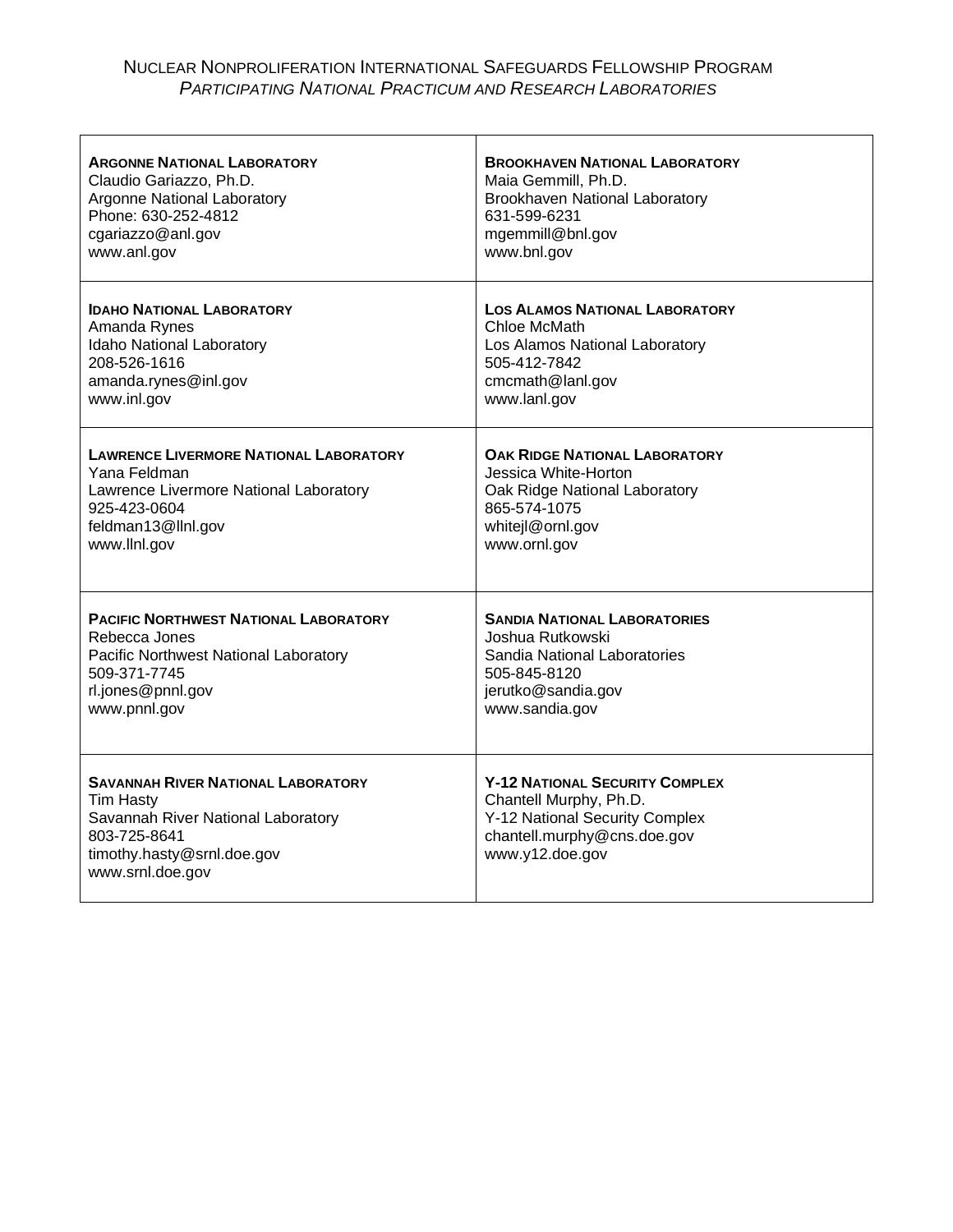# Nuclear Nonproliferation International Safeguards Fellowship Program

## *Participating National Practicum and Research Laboratories*

| | |
|---|---|
| **Argonne National Laboratory**<br>Claudio Gariazzo, Ph.D.<br>Argonne National Laboratory<br>Phone: 630-252-4812<br>cgariazzo@anl.gov<br>www.anl.gov | **Brookhaven National Laboratory**<br>Maia Gemmill, Ph.D.<br>Brookhaven National Laboratory<br>631-599-6231<br>mgemmill@bnl.gov<br>www.bnl.gov |
| **Idaho National Laboratory**<br>Amanda Rynes<br>Idaho National Laboratory<br>208-526-1616<br>amanda.rynes@inl.gov<br>www.inl.gov | **Los Alamos National Laboratory**<br>Chloe McMath<br>Los Alamos National Laboratory<br>505-412-7842<br>cmcmath@lanl.gov<br>www.lanl.gov |
| **Lawrence Livermore National Laboratory**<br>Yana Feldman<br>Lawrence Livermore National Laboratory<br>925-423-0604<br>feldman13@llnl.gov<br>www.llnl.gov | **Oak Ridge National Laboratory**<br>Jessica White-Horton<br>Oak Ridge National Laboratory<br>865-574-1075<br>whitejl@ornl.gov<br>www.ornl.gov |
| **Pacific Northwest National Laboratory**<br>Rebecca Jones<br>Pacific Northwest National Laboratory<br>509-371-7745<br>rl.jones@pnnl.gov<br>www.pnnl.gov | **Sandia National Laboratories**<br>Joshua Rutkowski<br>Sandia National Laboratories<br>505-845-8120<br>jerutko@sandia.gov<br>www.sandia.gov |
| **Savannah River National Laboratory**<br>Tim Hasty<br>Savannah River National Laboratory<br>803-725-8641<br>timothy.hasty@srnl.doe.gov<br>www.srnl.doe.gov | **Y-12 National Security Complex**<br>Chantell Murphy, Ph.D.<br>Y-12 National Security Complex<br>chantell.murphy@cns.doe.gov<br>www.y12.doe.gov |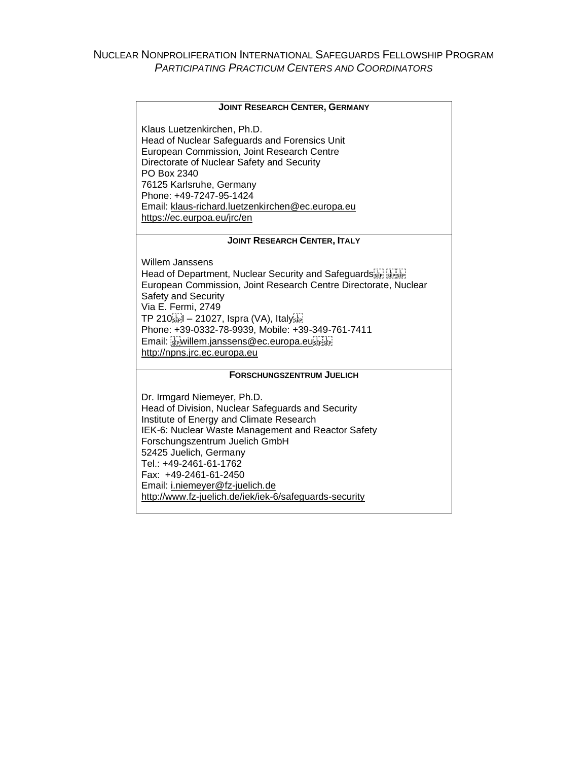# NUCLEAR NONPROLIFERATION INTERNATIONAL SAFEGUARDS FELLOWSHIP PROGRAM

*PARTICIPATING PRACTICUM CENTERS AND COORDINATORS*

| **JOINT RESEARCH CENTER, GERMANY** |
|---|
| Klaus Luetzenkirchen, Ph.D.<br>Head of Nuclear Safeguards and Forensics Unit<br>European Commission, Joint Research Centre<br>Directorate of Nuclear Safety and Security<br>PO Box 2340<br>76125 Karlsruhe, Germany<br>Phone: +49-7247-95-1424<br>Email: klaus-richard.luetzenkirchen@ec.europa.eu<br>https://ec.eurpoa.eu/jrc/en |
| **JOINT RESEARCH CENTER, ITALY** |
| Willem Janssens<br>Head of Department, Nuclear Security and Safeguards<br>European Commission, Joint Research Centre Directorate, Nuclear Safety and Security<br>Via E. Fermi, 2749<br>TP 210 I – 21027, Ispra (VA), Italy<br>Phone: +39-0332-78-9939, Mobile: +39-349-761-7411<br>Email: willem.janssens@ec.europa.eu<br>http://npns.jrc.ec.europa.eu |
| **FORSCHUNGSZENTRUM JUELICH** |
| Dr. Irmgard Niemeyer, Ph.D.<br>Head of Division, Nuclear Safeguards and Security<br>Institute of Energy and Climate Research<br>IEK-6: Nuclear Waste Management and Reactor Safety<br>Forschungszentrum Juelich GmbH<br>52425 Juelich, Germany<br>Tel.: +49-2461-61-1762<br>Fax: +49-2461-61-2450<br>Email: i.niemeyer@fz-juelich.de<br>http://www.fz-juelich.de/iek/iek-6/safeguards-security |